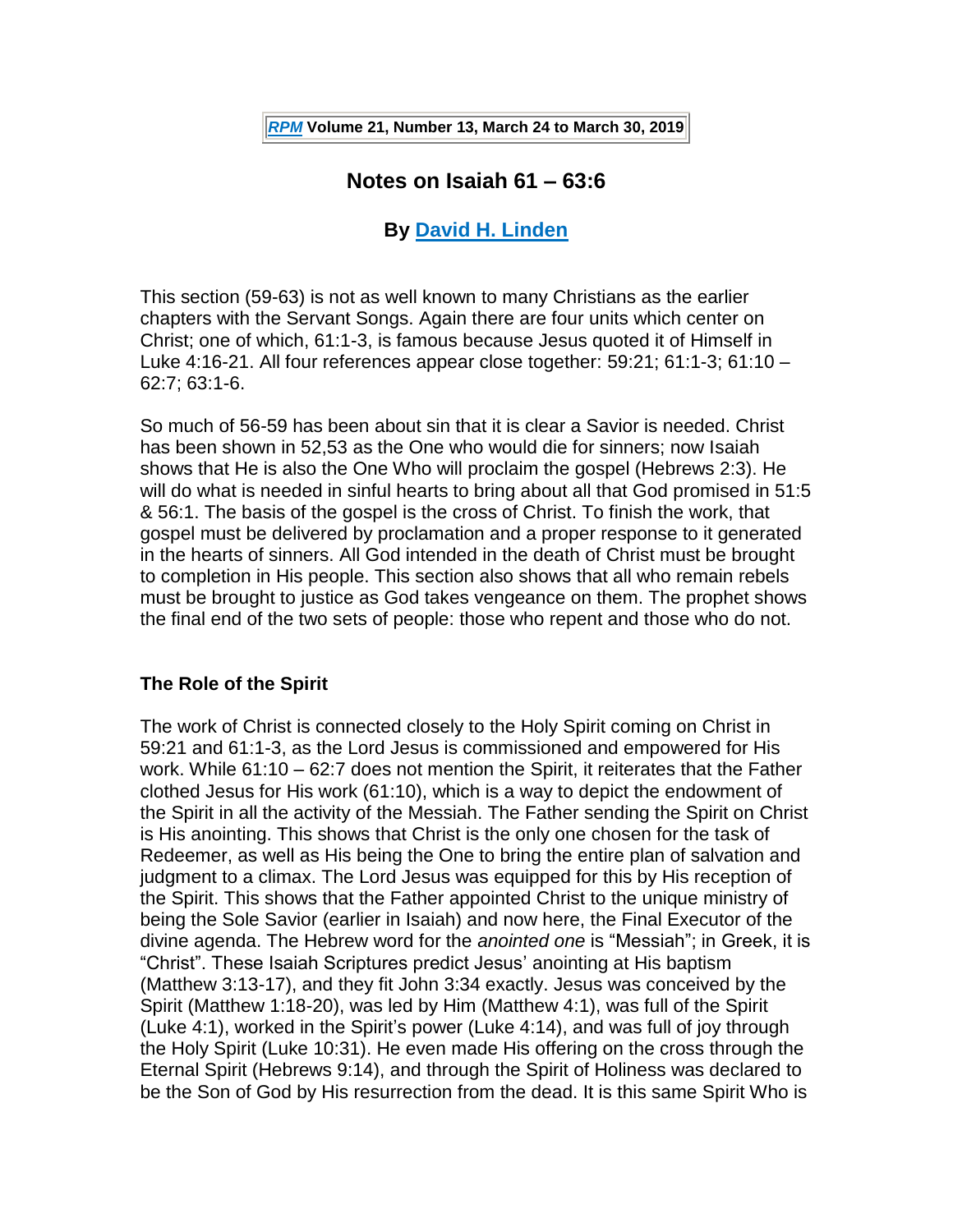RPM Volume 21, Number 13, March 24 to March 30, 2019

# Notes on Isaiah 61 – 63:6

## By David H. Linden

This section (59-63) is not as well known to many Christians as the earlier chapters with the Servant Songs. Again there are four units which center on Christ; one of which, 61:1-3, is famous because Jesus quoted it of Himself in Luke 4:16-21. All four references appear close together: 59:21; 61:1-3; 61:10 – 62:7; 63:1-6.

So much of 56-59 has been about sin that it is clear a Savior is needed. Christ has been shown in 52,53 as the One who would die for sinners; now Isaiah shows that He is also the One Who will proclaim the gospel (Hebrews 2:3). He will do what is needed in sinful hearts to bring about all that God promised in 51:5 & 56:1. The basis of the gospel is the cross of Christ. To finish the work, that gospel must be delivered by proclamation and a proper response to it generated in the hearts of sinners. All God intended in the death of Christ must be brought to completion in His people. This section also shows that all who remain rebels must be brought to justice as God takes vengeance on them. The prophet shows the final end of the two sets of people: those who repent and those who do not.

### The Role of the Spirit

The work of Christ is connected closely to the Holy Spirit coming on Christ in 59:21 and 61:1-3, as the Lord Jesus is commissioned and empowered for His work. While 61:10 – 62:7 does not mention the Spirit, it reiterates that the Father clothed Jesus for His work (61:10), which is a way to depict the endowment of the Spirit in all the activity of the Messiah. The Father sending the Spirit on Christ is His anointing. This shows that Christ is the only one chosen for the task of Redeemer, as well as His being the One to bring the entire plan of salvation and judgment to a climax. The Lord Jesus was equipped for this by His reception of the Spirit. This shows that the Father appointed Christ to the unique ministry of being the Sole Savior (earlier in Isaiah) and now here, the Final Executor of the divine agenda. The Hebrew word for the *anointed one* is "Messiah"; in Greek, it is "Christ". These Isaiah Scriptures predict Jesus' anointing at His baptism (Matthew 3:13-17), and they fit John 3:34 exactly. Jesus was conceived by the Spirit (Matthew 1:18-20), was led by Him (Matthew 4:1), was full of the Spirit (Luke 4:1), worked in the Spirit's power (Luke 4:14), and was full of joy through the Holy Spirit (Luke 10:31). He even made His offering on the cross through the Eternal Spirit (Hebrews 9:14), and through the Spirit of Holiness was declared to be the Son of God by His resurrection from the dead. It is this same Spirit Who is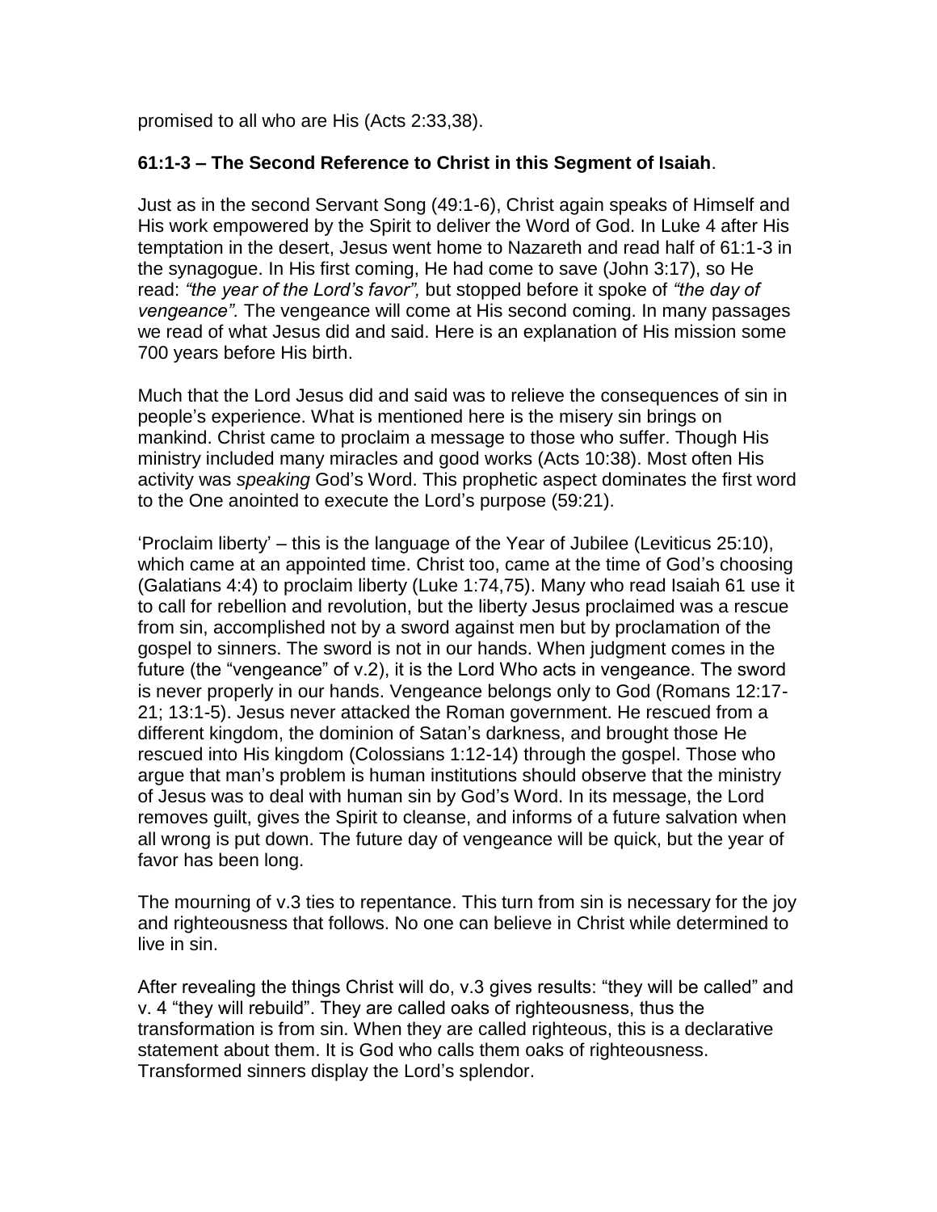promised to all who are His (Acts 2:33,38).

**61:1-3 – The Second Reference to Christ in this Segment of Isaiah**.

Just as in the second Servant Song (49:1-6), Christ again speaks of Himself and His work empowered by the Spirit to deliver the Word of God. In Luke 4 after His temptation in the desert, Jesus went home to Nazareth and read half of 61:1-3 in the synagogue. In His first coming, He had come to save (John 3:17), so He read: *"the year of the Lord's favor",* but stopped before it spoke of *"the day of vengeance".* The vengeance will come at His second coming. In many passages we read of what Jesus did and said. Here is an explanation of His mission some 700 years before His birth.

Much that the Lord Jesus did and said was to relieve the consequences of sin in people's experience. What is mentioned here is the misery sin brings on mankind. Christ came to proclaim a message to those who suffer. Though His ministry included many miracles and good works (Acts 10:38). Most often His activity was *speaking* God's Word. This prophetic aspect dominates the first word to the One anointed to execute the Lord's purpose (59:21).

'Proclaim liberty' – this is the language of the Year of Jubilee (Leviticus 25:10), which came at an appointed time. Christ too, came at the time of God's choosing (Galatians 4:4) to proclaim liberty (Luke 1:74,75). Many who read Isaiah 61 use it to call for rebellion and revolution, but the liberty Jesus proclaimed was a rescue from sin, accomplished not by a sword against men but by proclamation of the gospel to sinners. The sword is not in our hands. When judgment comes in the future (the "vengeance" of v.2), it is the Lord Who acts in vengeance. The sword is never properly in our hands. Vengeance belongs only to God (Romans 12:17-21; 13:1-5). Jesus never attacked the Roman government. He rescued from a different kingdom, the dominion of Satan's darkness, and brought those He rescued into His kingdom (Colossians 1:12-14) through the gospel. Those who argue that man's problem is human institutions should observe that the ministry of Jesus was to deal with human sin by God's Word. In its message, the Lord removes guilt, gives the Spirit to cleanse, and informs of a future salvation when all wrong is put down. The future day of vengeance will be quick, but the year of favor has been long.

The mourning of v.3 ties to repentance. This turn from sin is necessary for the joy and righteousness that follows. No one can believe in Christ while determined to live in sin.

After revealing the things Christ will do, v.3 gives results: "they will be called" and v. 4 "they will rebuild". They are called oaks of righteousness, thus the transformation is from sin. When they are called righteous, this is a declarative statement about them. It is God who calls them oaks of righteousness. Transformed sinners display the Lord's splendor.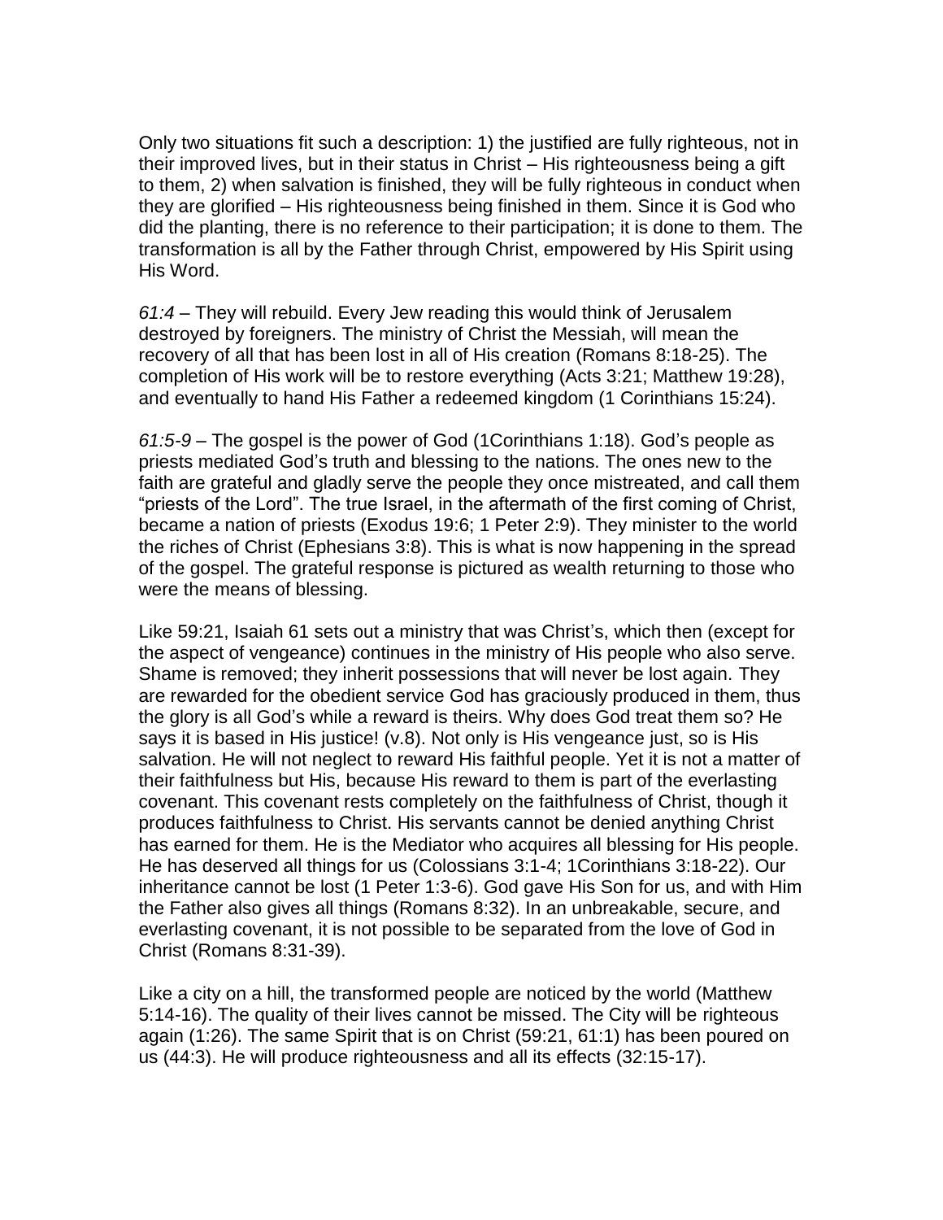Only two situations fit such a description: 1) the justified are fully righteous, not in their improved lives, but in their status in Christ – His righteousness being a gift to them, 2) when salvation is finished, they will be fully righteous in conduct when they are glorified – His righteousness being finished in them. Since it is God who did the planting, there is no reference to their participation; it is done to them. The transformation is all by the Father through Christ, empowered by His Spirit using His Word.

*61:4* – They will rebuild. Every Jew reading this would think of Jerusalem destroyed by foreigners. The ministry of Christ the Messiah, will mean the recovery of all that has been lost in all of His creation (Romans 8:18-25). The completion of His work will be to restore everything (Acts 3:21; Matthew 19:28), and eventually to hand His Father a redeemed kingdom (1 Corinthians 15:24).

*61:5-9* – The gospel is the power of God (1Corinthians 1:18). God's people as priests mediated God's truth and blessing to the nations. The ones new to the faith are grateful and gladly serve the people they once mistreated, and call them "priests of the Lord". The true Israel, in the aftermath of the first coming of Christ, became a nation of priests (Exodus 19:6; 1 Peter 2:9). They minister to the world the riches of Christ (Ephesians 3:8). This is what is now happening in the spread of the gospel. The grateful response is pictured as wealth returning to those who were the means of blessing.

Like 59:21, Isaiah 61 sets out a ministry that was Christ's, which then (except for the aspect of vengeance) continues in the ministry of His people who also serve. Shame is removed; they inherit possessions that will never be lost again. They are rewarded for the obedient service God has graciously produced in them, thus the glory is all God's while a reward is theirs. Why does God treat them so? He says it is based in His justice! (v.8). Not only is His vengeance just, so is His salvation. He will not neglect to reward His faithful people. Yet it is not a matter of their faithfulness but His, because His reward to them is part of the everlasting covenant. This covenant rests completely on the faithfulness of Christ, though it produces faithfulness to Christ. His servants cannot be denied anything Christ has earned for them. He is the Mediator who acquires all blessing for His people. He has deserved all things for us (Colossians 3:1-4; 1Corinthians 3:18-22). Our inheritance cannot be lost (1 Peter 1:3-6). God gave His Son for us, and with Him the Father also gives all things (Romans 8:32). In an unbreakable, secure, and everlasting covenant, it is not possible to be separated from the love of God in Christ (Romans 8:31-39).

Like a city on a hill, the transformed people are noticed by the world (Matthew 5:14-16). The quality of their lives cannot be missed. The City will be righteous again (1:26). The same Spirit that is on Christ (59:21, 61:1) has been poured on us (44:3). He will produce righteousness and all its effects (32:15-17).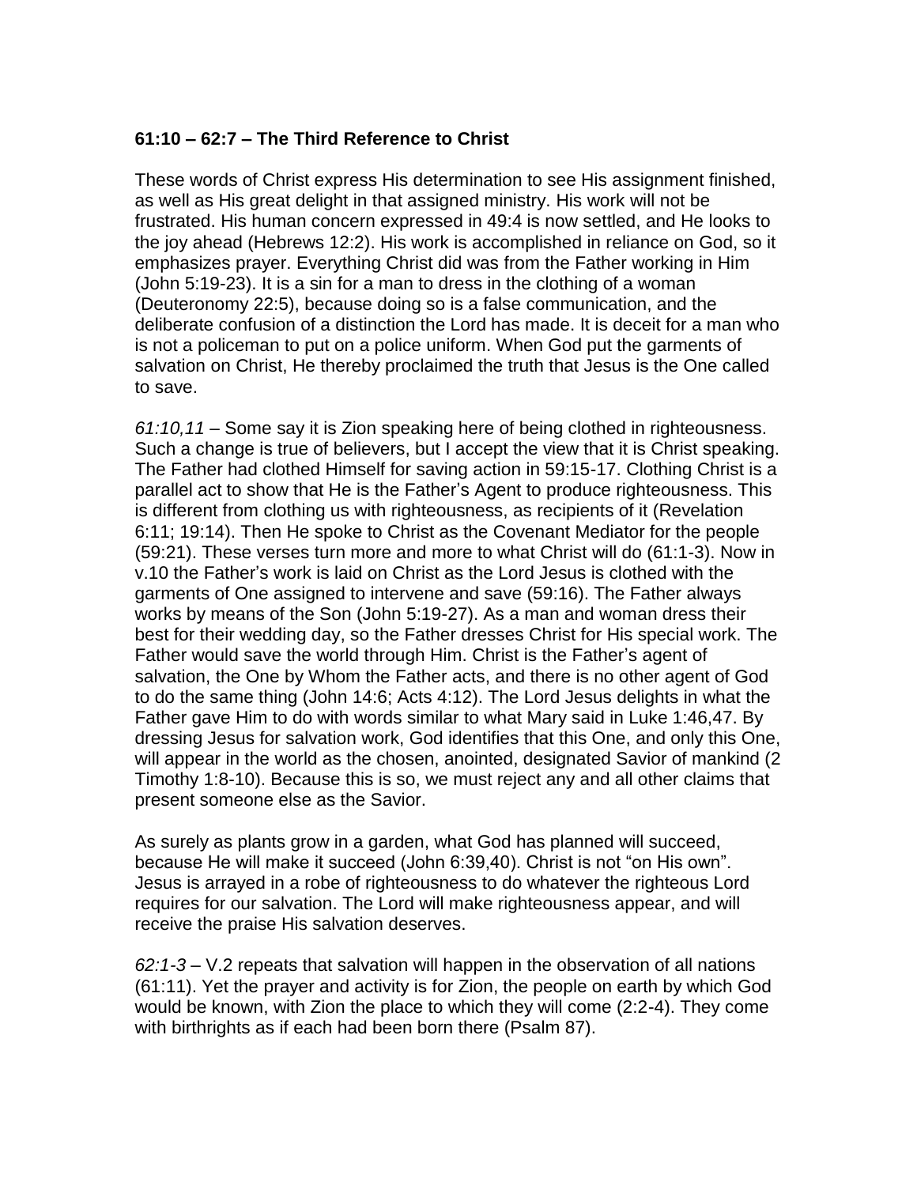**61:10 – 62:7 – The Third Reference to Christ**

These words of Christ express His determination to see His assignment finished, as well as His great delight in that assigned ministry. His work will not be frustrated. His human concern expressed in 49:4 is now settled, and He looks to the joy ahead (Hebrews 12:2). His work is accomplished in reliance on God, so it emphasizes prayer. Everything Christ did was from the Father working in Him (John 5:19-23). It is a sin for a man to dress in the clothing of a woman (Deuteronomy 22:5), because doing so is a false communication, and the deliberate confusion of a distinction the Lord has made. It is deceit for a man who is not a policeman to put on a police uniform. When God put the garments of salvation on Christ, He thereby proclaimed the truth that Jesus is the One called to save.

*61:10,11* – Some say it is Zion speaking here of being clothed in righteousness. Such a change is true of believers, but I accept the view that it is Christ speaking. The Father had clothed Himself for saving action in 59:15-17. Clothing Christ is a parallel act to show that He is the Father's Agent to produce righteousness. This is different from clothing us with righteousness, as recipients of it (Revelation 6:11; 19:14). Then He spoke to Christ as the Covenant Mediator for the people (59:21). These verses turn more and more to what Christ will do (61:1-3). Now in v.10 the Father's work is laid on Christ as the Lord Jesus is clothed with the garments of One assigned to intervene and save (59:16). The Father always works by means of the Son (John 5:19-27). As a man and woman dress their best for their wedding day, so the Father dresses Christ for His special work. The Father would save the world through Him. Christ is the Father's agent of salvation, the One by Whom the Father acts, and there is no other agent of God to do the same thing (John 14:6; Acts 4:12). The Lord Jesus delights in what the Father gave Him to do with words similar to what Mary said in Luke 1:46,47. By dressing Jesus for salvation work, God identifies that this One, and only this One, will appear in the world as the chosen, anointed, designated Savior of mankind (2 Timothy 1:8-10). Because this is so, we must reject any and all other claims that present someone else as the Savior.

As surely as plants grow in a garden, what God has planned will succeed, because He will make it succeed (John 6:39,40). Christ is not "on His own". Jesus is arrayed in a robe of righteousness to do whatever the righteous Lord requires for our salvation. The Lord will make righteousness appear, and will receive the praise His salvation deserves.

*62:1-3* – V.2 repeats that salvation will happen in the observation of all nations (61:11). Yet the prayer and activity is for Zion, the people on earth by which God would be known, with Zion the place to which they will come (2:2-4). They come with birthrights as if each had been born there (Psalm 87).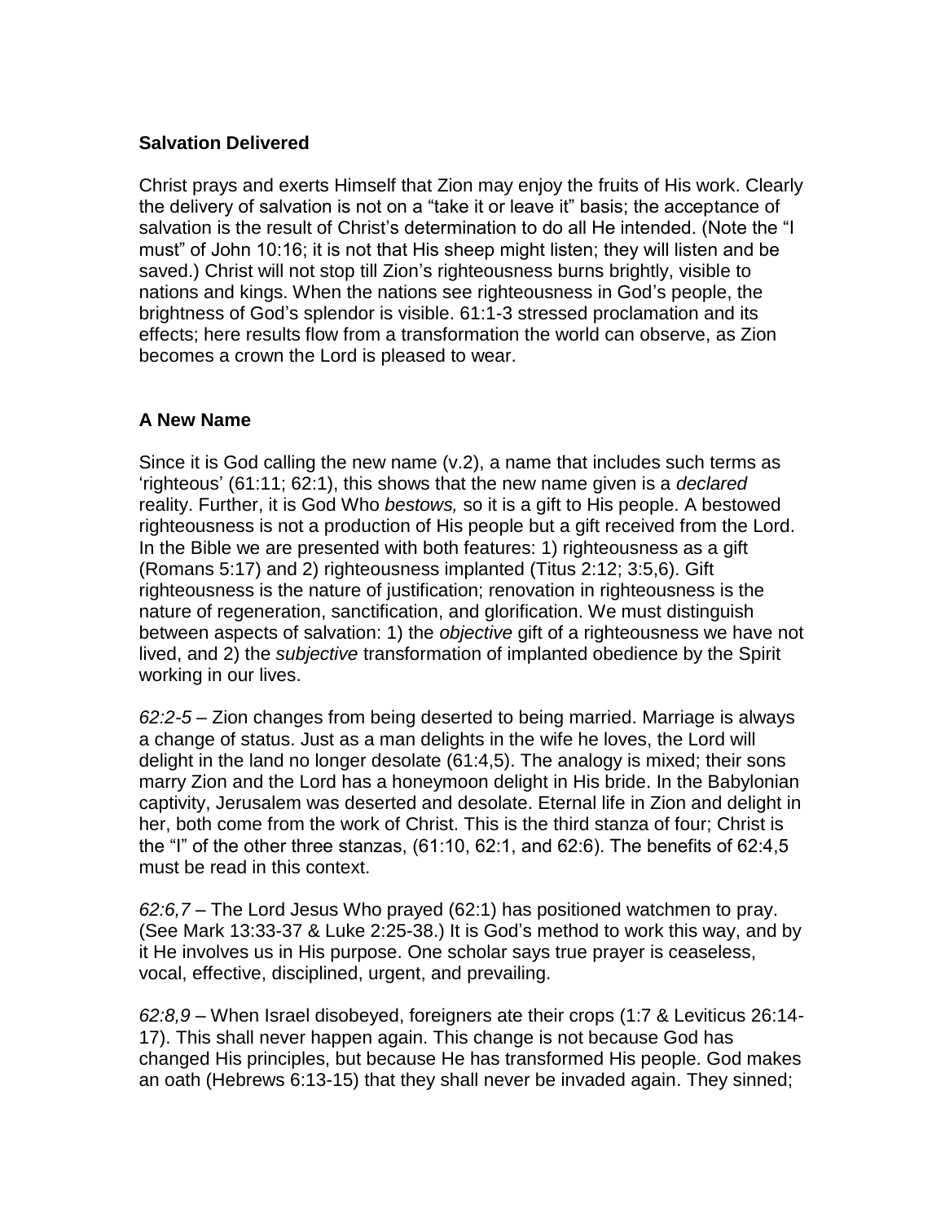### Salvation Delivered

Christ prays and exerts Himself that Zion may enjoy the fruits of His work. Clearly the delivery of salvation is not on a "take it or leave it" basis; the acceptance of salvation is the result of Christ's determination to do all He intended. (Note the "I must" of John 10:16; it is not that His sheep might listen; they will listen and be saved.) Christ will not stop till Zion's righteousness burns brightly, visible to nations and kings. When the nations see righteousness in God's people, the brightness of God's splendor is visible. 61:1-3 stressed proclamation and its effects; here results flow from a transformation the world can observe, as Zion becomes a crown the Lord is pleased to wear.

### A New Name

Since it is God calling the new name (v.2), a name that includes such terms as 'righteous' (61:11; 62:1), this shows that the new name given is a *declared* reality. Further, it is God Who *bestows,* so it is a gift to His people. A bestowed righteousness is not a production of His people but a gift received from the Lord. In the Bible we are presented with both features: 1) righteousness as a gift (Romans 5:17) and 2) righteousness implanted (Titus 2:12; 3:5,6). Gift righteousness is the nature of justification; renovation in righteousness is the nature of regeneration, sanctification, and glorification. We must distinguish between aspects of salvation: 1) the *objective* gift of a righteousness we have not lived, and 2) the *subjective* transformation of implanted obedience by the Spirit working in our lives.

*62:2-5* – Zion changes from being deserted to being married. Marriage is always a change of status. Just as a man delights in the wife he loves, the Lord will delight in the land no longer desolate (61:4,5). The analogy is mixed; their sons marry Zion and the Lord has a honeymoon delight in His bride. In the Babylonian captivity, Jerusalem was deserted and desolate. Eternal life in Zion and delight in her, both come from the work of Christ. This is the third stanza of four; Christ is the "I" of the other three stanzas, (61:10, 62:1, and 62:6). The benefits of 62:4,5 must be read in this context.

*62:6,7* – The Lord Jesus Who prayed (62:1) has positioned watchmen to pray. (See Mark 13:33-37 & Luke 2:25-38.) It is God's method to work this way, and by it He involves us in His purpose. One scholar says true prayer is ceaseless, vocal, effective, disciplined, urgent, and prevailing.

*62:8,9* – When Israel disobeyed, foreigners ate their crops (1:7 & Leviticus 26:14-17). This shall never happen again. This change is not because God has changed His principles, but because He has transformed His people. God makes an oath (Hebrews 6:13-15) that they shall never be invaded again. They sinned;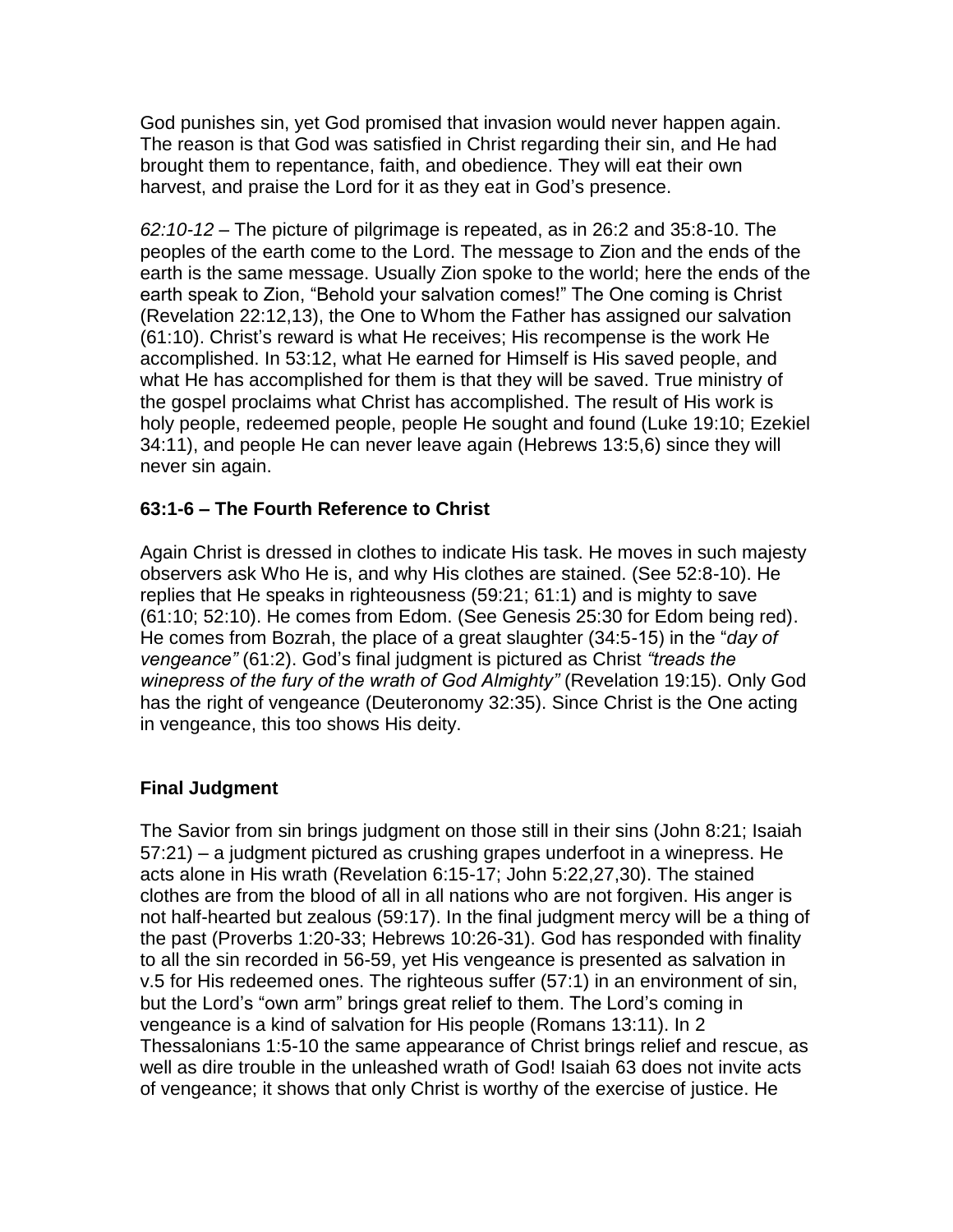God punishes sin, yet God promised that invasion would never happen again. The reason is that God was satisfied in Christ regarding their sin, and He had brought them to repentance, faith, and obedience. They will eat their own harvest, and praise the Lord for it as they eat in God's presence.

*62:10-12* – The picture of pilgrimage is repeated, as in 26:2 and 35:8-10. The peoples of the earth come to the Lord. The message to Zion and the ends of the earth is the same message. Usually Zion spoke to the world; here the ends of the earth speak to Zion, "Behold your salvation comes!" The One coming is Christ (Revelation 22:12,13), the One to Whom the Father has assigned our salvation (61:10). Christ's reward is what He receives; His recompense is the work He accomplished. In 53:12, what He earned for Himself is His saved people, and what He has accomplished for them is that they will be saved. True ministry of the gospel proclaims what Christ has accomplished. The result of His work is holy people, redeemed people, people He sought and found (Luke 19:10; Ezekiel 34:11), and people He can never leave again (Hebrews 13:5,6) since they will never sin again.

**63:1-6 – The Fourth Reference to Christ**

Again Christ is dressed in clothes to indicate His task. He moves in such majesty observers ask Who He is, and why His clothes are stained. (See 52:8-10). He replies that He speaks in righteousness (59:21; 61:1) and is mighty to save (61:10; 52:10). He comes from Edom. (See Genesis 25:30 for Edom being red). He comes from Bozrah, the place of a great slaughter (34:5-15) in the "*day of vengeance"* (61:2). God's final judgment is pictured as Christ *"treads the winepress of the fury of the wrath of God Almighty"* (Revelation 19:15). Only God has the right of vengeance (Deuteronomy 32:35). Since Christ is the One acting in vengeance, this too shows His deity.

**Final Judgment**

The Savior from sin brings judgment on those still in their sins (John 8:21; Isaiah 57:21) – a judgment pictured as crushing grapes underfoot in a winepress. He acts alone in His wrath (Revelation 6:15-17; John 5:22,27,30). The stained clothes are from the blood of all in all nations who are not forgiven. His anger is not half-hearted but zealous (59:17). In the final judgment mercy will be a thing of the past (Proverbs 1:20-33; Hebrews 10:26-31). God has responded with finality to all the sin recorded in 56-59, yet His vengeance is presented as salvation in v.5 for His redeemed ones. The righteous suffer (57:1) in an environment of sin, but the Lord's "own arm" brings great relief to them. The Lord's coming in vengeance is a kind of salvation for His people (Romans 13:11). In 2 Thessalonians 1:5-10 the same appearance of Christ brings relief and rescue, as well as dire trouble in the unleashed wrath of God! Isaiah 63 does not invite acts of vengeance; it shows that only Christ is worthy of the exercise of justice. He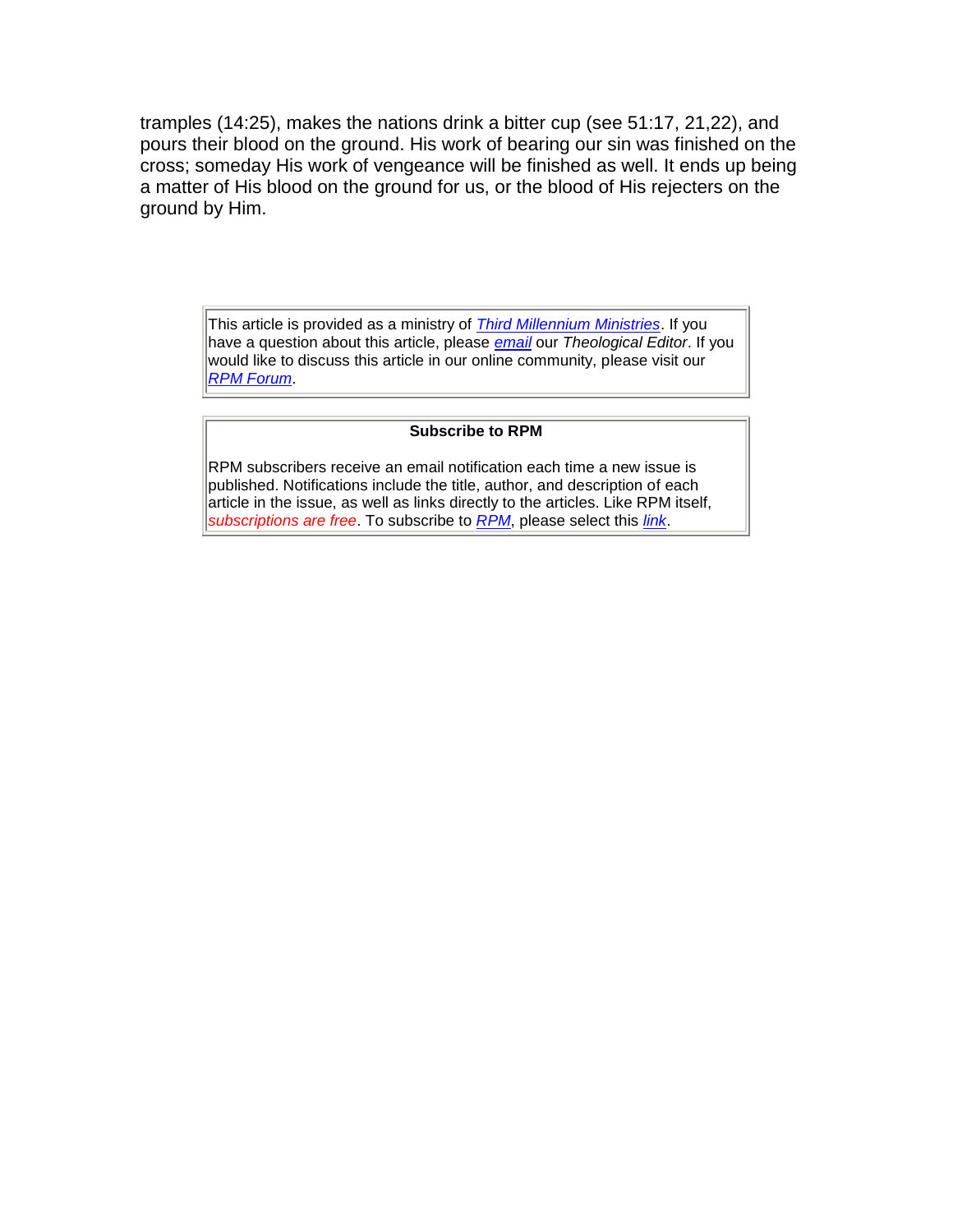tramples (14:25), makes the nations drink a bitter cup (see 51:17, 21,22), and pours their blood on the ground. His work of bearing our sin was finished on the cross; someday His work of vengeance will be finished as well. It ends up being a matter of His blood on the ground for us, or the blood of His rejecters on the ground by Him.

This article is provided as a ministry of *Third Millennium Ministries*. If you have a question about this article, please *email* our *Theological Editor*. If you would like to discuss this article in our online community, please visit our *RPM Forum*.

**Subscribe to RPM**

RPM subscribers receive an email notification each time a new issue is published. Notifications include the title, author, and description of each article in the issue, as well as links directly to the articles. Like RPM itself, *subscriptions are free*. To subscribe to *RPM*, please select this *link*.